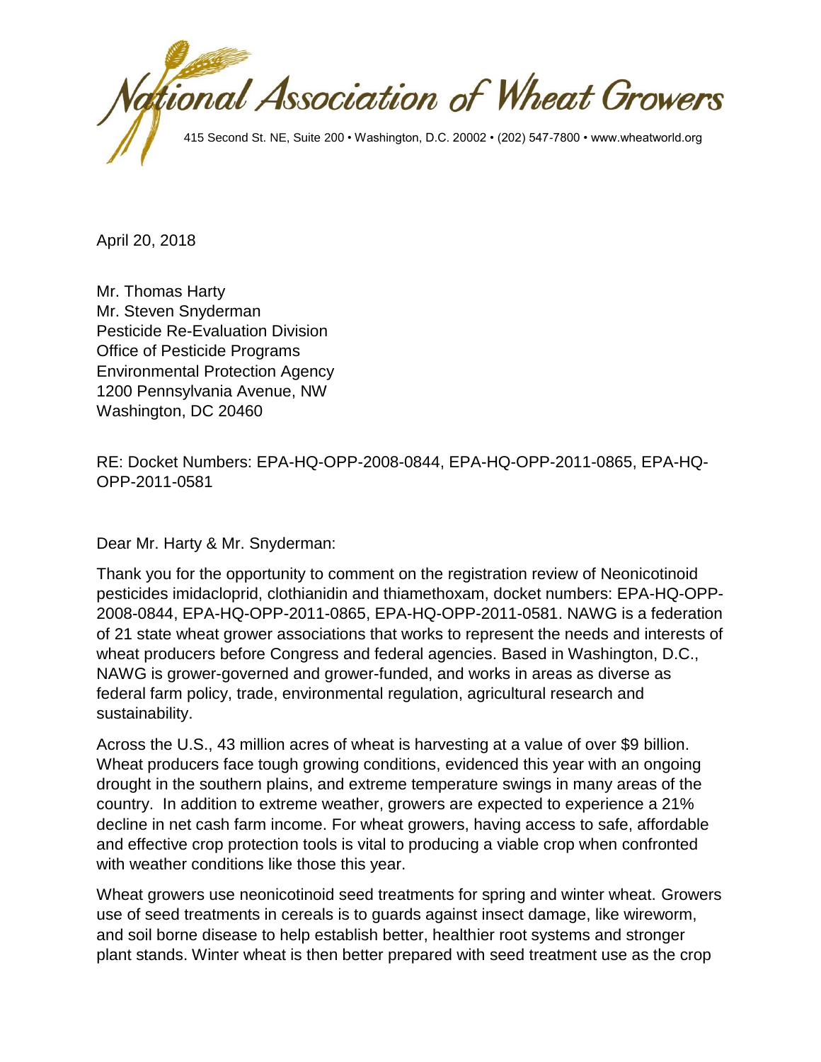# National Association of Wheat Growers

415 Second St. NE, Suite 200 • Washington, D.C. 20002 • (202) 547-7800 • www.wheatworld.org

April 20, 2018

Mr. Thomas Harty
Mr. Steven Snyderman
Pesticide Re-Evaluation Division
Office of Pesticide Programs
Environmental Protection Agency
1200 Pennsylvania Avenue, NW
Washington, DC 20460

RE: Docket Numbers: EPA-HQ-OPP-2008-0844, EPA-HQ-OPP-2011-0865, EPA-HQ-OPP-2011-0581

Dear Mr. Harty & Mr. Snyderman:

Thank you for the opportunity to comment on the registration review of Neonicotinoid pesticides imidacloprid, clothianidin and thiamethoxam, docket numbers: EPA-HQ-OPP-2008-0844, EPA-HQ-OPP-2011-0865, EPA-HQ-OPP-2011-0581. NAWG is a federation of 21 state wheat grower associations that works to represent the needs and interests of wheat producers before Congress and federal agencies. Based in Washington, D.C., NAWG is grower-governed and grower-funded, and works in areas as diverse as federal farm policy, trade, environmental regulation, agricultural research and sustainability.

Across the U.S., 43 million acres of wheat is harvesting at a value of over $9 billion. Wheat producers face tough growing conditions, evidenced this year with an ongoing drought in the southern plains, and extreme temperature swings in many areas of the country. In addition to extreme weather, growers are expected to experience a 21% decline in net cash farm income. For wheat growers, having access to safe, affordable and effective crop protection tools is vital to producing a viable crop when confronted with weather conditions like those this year.

Wheat growers use neonicotinoid seed treatments for spring and winter wheat. Growers use of seed treatments in cereals is to guards against insect damage, like wireworm, and soil borne disease to help establish better, healthier root systems and stronger plant stands. Winter wheat is then better prepared with seed treatment use as the crop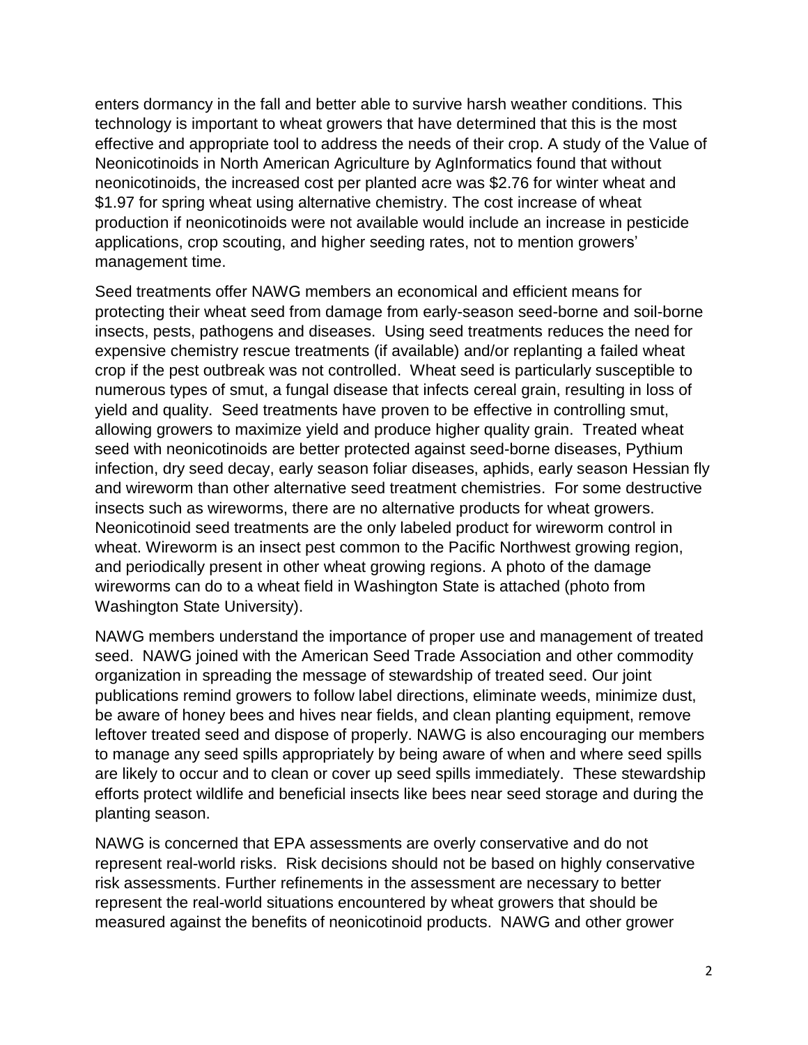enters dormancy in the fall and better able to survive harsh weather conditions. This technology is important to wheat growers that have determined that this is the most effective and appropriate tool to address the needs of their crop. A study of the Value of Neonicotinoids in North American Agriculture by AgInformatics found that without neonicotinoids, the increased cost per planted acre was $2.76 for winter wheat and $1.97 for spring wheat using alternative chemistry. The cost increase of wheat production if neonicotinoids were not available would include an increase in pesticide applications, crop scouting, and higher seeding rates, not to mention growers' management time.

Seed treatments offer NAWG members an economical and efficient means for protecting their wheat seed from damage from early-season seed-borne and soil-borne insects, pests, pathogens and diseases. Using seed treatments reduces the need for expensive chemistry rescue treatments (if available) and/or replanting a failed wheat crop if the pest outbreak was not controlled. Wheat seed is particularly susceptible to numerous types of smut, a fungal disease that infects cereal grain, resulting in loss of yield and quality. Seed treatments have proven to be effective in controlling smut, allowing growers to maximize yield and produce higher quality grain. Treated wheat seed with neonicotinoids are better protected against seed-borne diseases, Pythium infection, dry seed decay, early season foliar diseases, aphids, early season Hessian fly and wireworm than other alternative seed treatment chemistries. For some destructive insects such as wireworms, there are no alternative products for wheat growers. Neonicotinoid seed treatments are the only labeled product for wireworm control in wheat. Wireworm is an insect pest common to the Pacific Northwest growing region, and periodically present in other wheat growing regions. A photo of the damage wireworms can do to a wheat field in Washington State is attached (photo from Washington State University).

NAWG members understand the importance of proper use and management of treated seed. NAWG joined with the American Seed Trade Association and other commodity organization in spreading the message of stewardship of treated seed. Our joint publications remind growers to follow label directions, eliminate weeds, minimize dust, be aware of honey bees and hives near fields, and clean planting equipment, remove leftover treated seed and dispose of properly. NAWG is also encouraging our members to manage any seed spills appropriately by being aware of when and where seed spills are likely to occur and to clean or cover up seed spills immediately. These stewardship efforts protect wildlife and beneficial insects like bees near seed storage and during the planting season.

NAWG is concerned that EPA assessments are overly conservative and do not represent real-world risks. Risk decisions should not be based on highly conservative risk assessments. Further refinements in the assessment are necessary to better represent the real-world situations encountered by wheat growers that should be measured against the benefits of neonicotinoid products. NAWG and other grower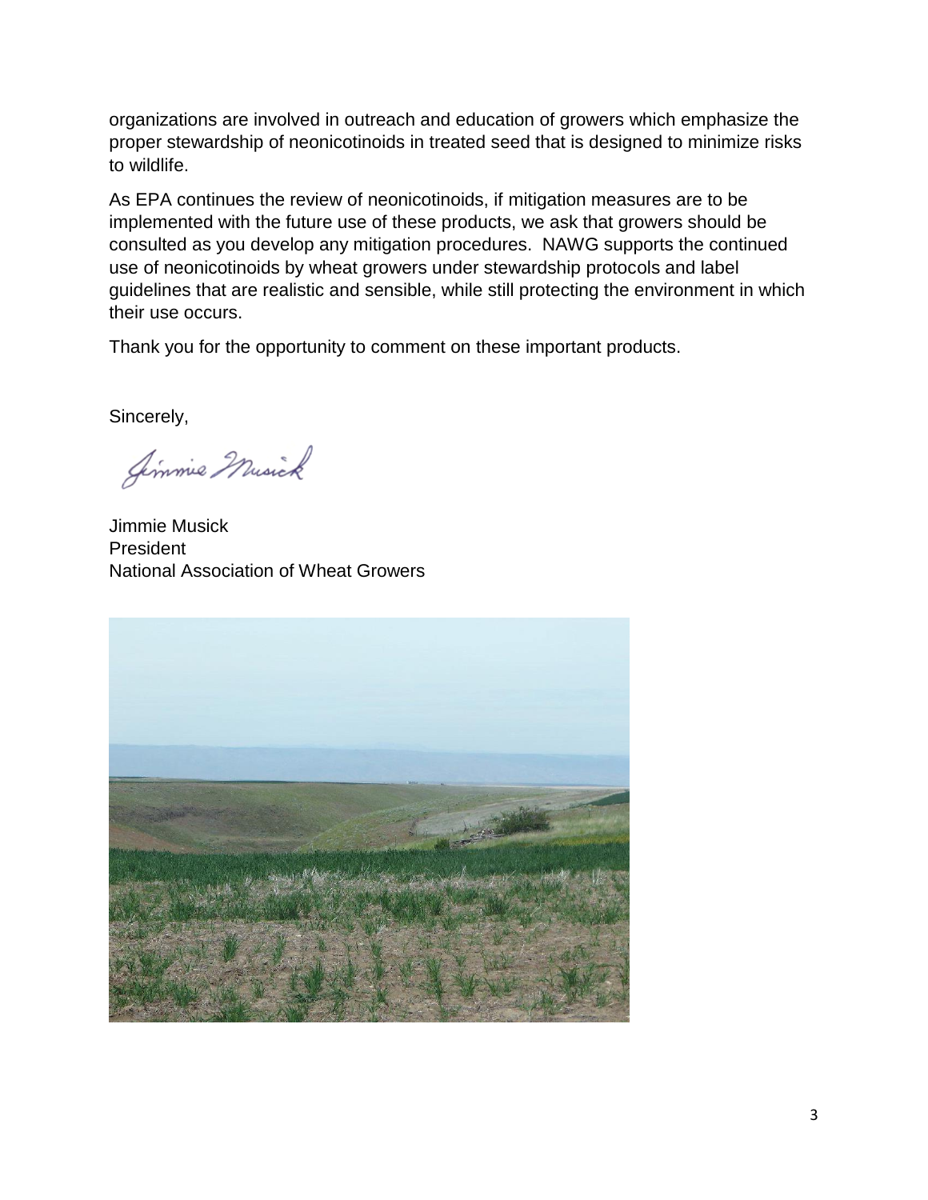organizations are involved in outreach and education of growers which emphasize the proper stewardship of neonicotinoids in treated seed that is designed to minimize risks to wildlife.

As EPA continues the review of neonicotinoids, if mitigation measures are to be implemented with the future use of these products, we ask that growers should be consulted as you develop any mitigation procedures. NAWG supports the continued use of neonicotinoids by wheat growers under stewardship protocols and label guidelines that are realistic and sensible, while still protecting the environment in which their use occurs.

Thank you for the opportunity to comment on these important products.

Sincerely,

Jimmie Musick

Jimmie Musick
President
National Association of Wheat Growers